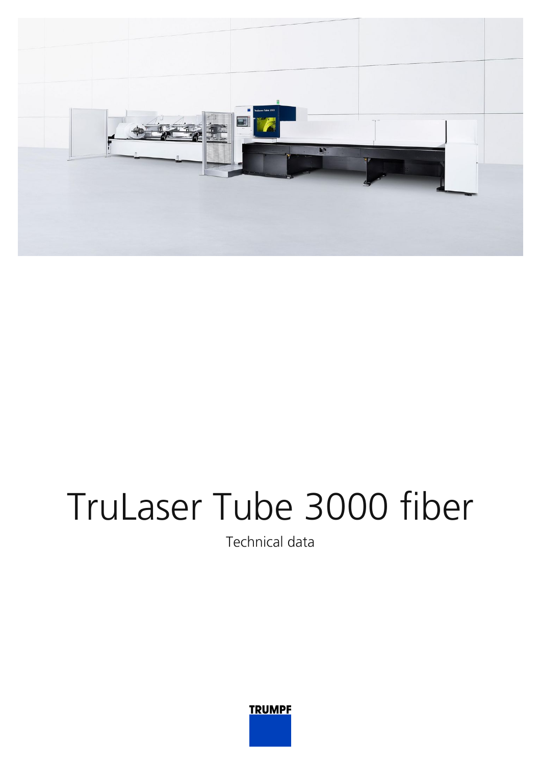# TruLaser Tube 3000 fiber

Technical data

TRUMPF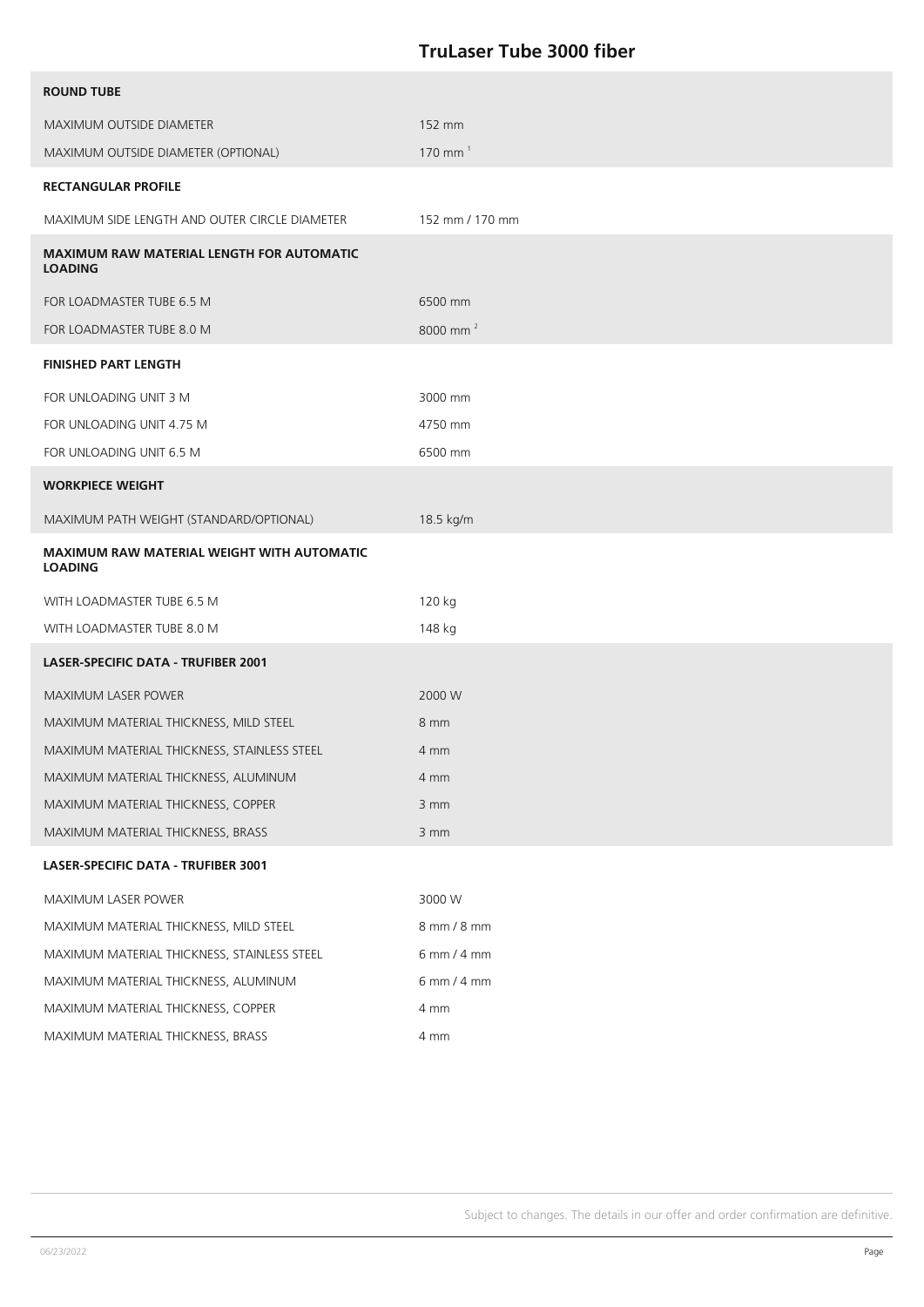## TruLaser Tube 3000 fiber

| ROUND TUBE | |
|---|---|
| MAXIMUM OUTSIDE DIAMETER | 152 mm |
| MAXIMUM OUTSIDE DIAMETER (OPTIONAL) | 170 mm [1] |
| **RECTANGULAR PROFILE** | |
| MAXIMUM SIDE LENGTH AND OUTER CIRCLE DIAMETER | 152 mm / 170 mm |
| **MAXIMUM RAW MATERIAL LENGTH FOR AUTOMATIC LOADING** | |
| FOR LOADMASTER TUBE 6.5 M | 6500 mm |
| FOR LOADMASTER TUBE 8.0 M | 8000 mm [2] |
| **FINISHED PART LENGTH** | |
| FOR UNLOADING UNIT 3 M | 3000 mm |
| FOR UNLOADING UNIT 4.75 M | 4750 mm |
| FOR UNLOADING UNIT 6.5 M | 6500 mm |
| **WORKPIECE WEIGHT** | |
| MAXIMUM PATH WEIGHT (STANDARD/OPTIONAL) | 18.5 kg/m |
| **MAXIMUM RAW MATERIAL WEIGHT WITH AUTOMATIC LOADING** | |
| WITH LOADMASTER TUBE 6.5 M | 120 kg |
| WITH LOADMASTER TUBE 8.0 M | 148 kg |
| **LASER-SPECIFIC DATA - TRUFIBER 2001** | |
| MAXIMUM LASER POWER | 2000 W |
| MAXIMUM MATERIAL THICKNESS, MILD STEEL | 8 mm |
| MAXIMUM MATERIAL THICKNESS, STAINLESS STEEL | 4 mm |
| MAXIMUM MATERIAL THICKNESS, ALUMINUM | 4 mm |
| MAXIMUM MATERIAL THICKNESS, COPPER | 3 mm |
| MAXIMUM MATERIAL THICKNESS, BRASS | 3 mm |
| **LASER-SPECIFIC DATA - TRUFIBER 3001** | |
| MAXIMUM LASER POWER | 3000 W |
| MAXIMUM MATERIAL THICKNESS, MILD STEEL | 8 mm / 8 mm |
| MAXIMUM MATERIAL THICKNESS, STAINLESS STEEL | 6 mm / 4 mm |
| MAXIMUM MATERIAL THICKNESS, ALUMINUM | 6 mm / 4 mm |
| MAXIMUM MATERIAL THICKNESS, COPPER | 4 mm |
| MAXIMUM MATERIAL THICKNESS, BRASS | 4 mm |

Subject to changes. The details in our offer and order confirmation are definitive.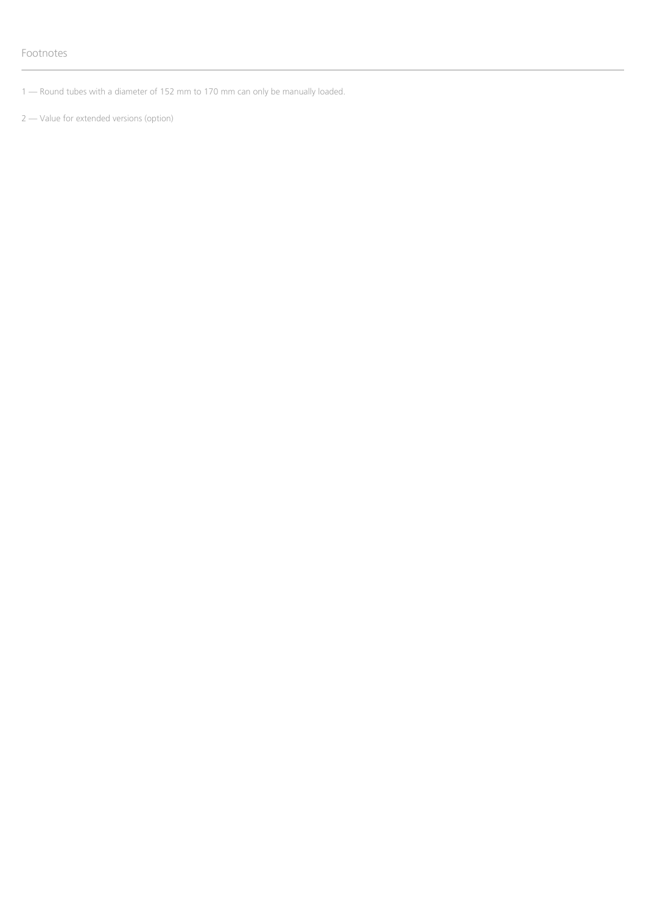Footnotes

---

1 — Round tubes with a diameter of 152 mm to 170 mm can only be manually loaded.

2 — Value for extended versions (option)